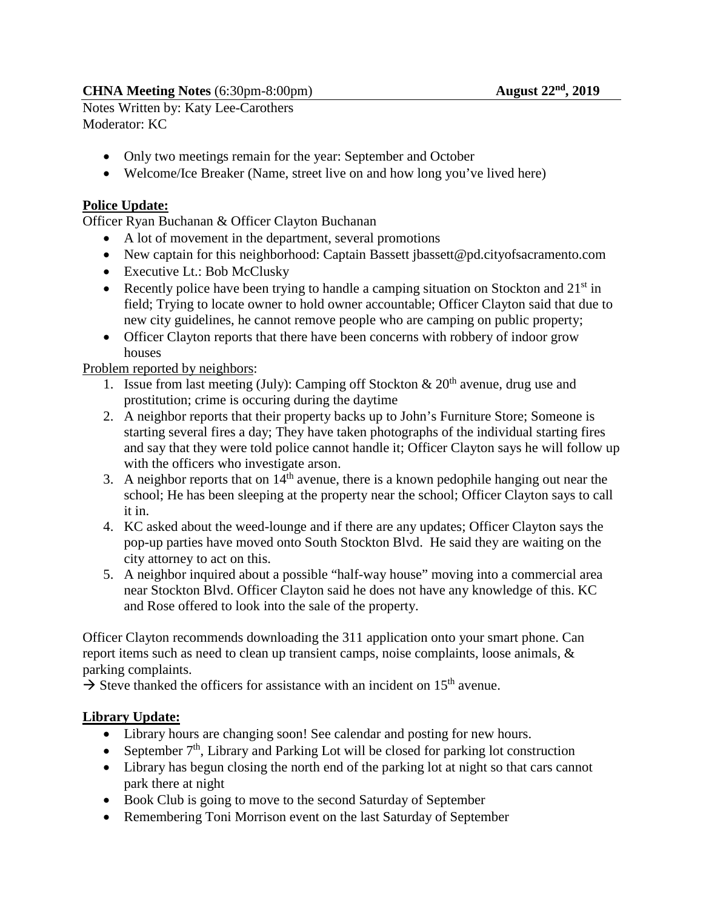**CHNA Meeting Notes** (6:30pm-8:00pm) **August 22nd, 2019**

Notes Written by: Katy Lee-Carothers
Moderator: KC

- Only two meetings remain for the year: September and October
- Welcome/Ice Breaker (Name, street live on and how long you've lived here)

## Police Update:

Officer Ryan Buchanan & Officer Clayton Buchanan

- A lot of movement in the department, several promotions
- New captain for this neighborhood: Captain Bassett jbassett@pd.cityofsacramento.com
- Executive Lt.: Bob McClusky
- Recently police have been trying to handle a camping situation on Stockton and 21st in field; Trying to locate owner to hold owner accountable; Officer Clayton said that due to new city guidelines, he cannot remove people who are camping on public property;
- Officer Clayton reports that there have been concerns with robbery of indoor grow houses

Problem reported by neighbors:

1. Issue from last meeting (July): Camping off Stockton & 20th avenue, drug use and prostitution; crime is occuring during the daytime
2. A neighbor reports that their property backs up to John's Furniture Store; Someone is starting several fires a day; They have taken photographs of the individual starting fires and say that they were told police cannot handle it; Officer Clayton says he will follow up with the officers who investigate arson.
3. A neighbor reports that on 14th avenue, there is a known pedophile hanging out near the school; He has been sleeping at the property near the school; Officer Clayton says to call it in.
4. KC asked about the weed-lounge and if there are any updates; Officer Clayton says the pop-up parties have moved onto South Stockton Blvd. He said they are waiting on the city attorney to act on this.
5. A neighbor inquired about a possible "half-way house" moving into a commercial area near Stockton Blvd. Officer Clayton said he does not have any knowledge of this. KC and Rose offered to look into the sale of the property.

Officer Clayton recommends downloading the 311 application onto your smart phone. Can report items such as need to clean up transient camps, noise complaints, loose animals, & parking complaints.

→ Steve thanked the officers for assistance with an incident on 15th avenue.

## Library Update:

- Library hours are changing soon! See calendar and posting for new hours.
- September 7th, Library and Parking Lot will be closed for parking lot construction
- Library has begun closing the north end of the parking lot at night so that cars cannot park there at night
- Book Club is going to move to the second Saturday of September
- Remembering Toni Morrison event on the last Saturday of September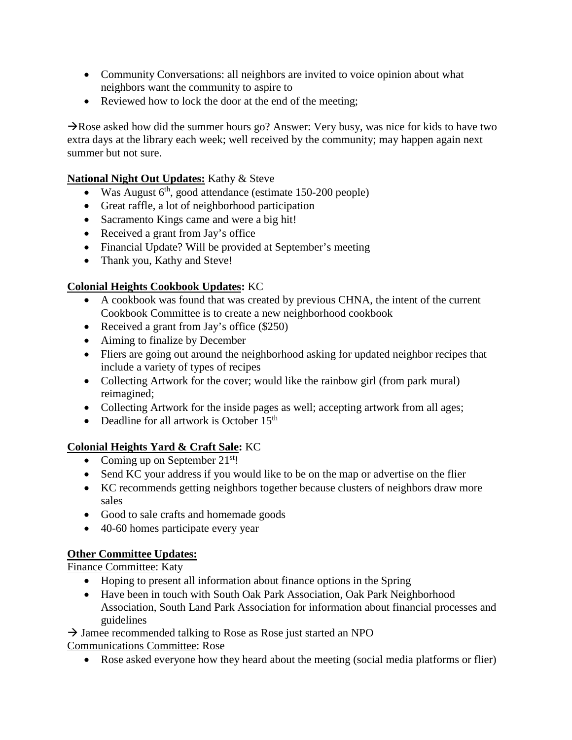- Community Conversations: all neighbors are invited to voice opinion about what neighbors want the community to aspire to
- Reviewed how to lock the door at the end of the meeting;

→Rose asked how did the summer hours go? Answer: Very busy, was nice for kids to have two extra days at the library each week; well received by the community; may happen again next summer but not sure.

**National Night Out Updates:** Kathy & Steve

- Was August 6th, good attendance (estimate 150-200 people)
- Great raffle, a lot of neighborhood participation
- Sacramento Kings came and were a big hit!
- Received a grant from Jay's office
- Financial Update? Will be provided at September's meeting
- Thank you, Kathy and Steve!

**Colonial Heights Cookbook Updates:** KC

- A cookbook was found that was created by previous CHNA, the intent of the current Cookbook Committee is to create a new neighborhood cookbook
- Received a grant from Jay's office ($250)
- Aiming to finalize by December
- Fliers are going out around the neighborhood asking for updated neighbor recipes that include a variety of types of recipes
- Collecting Artwork for the cover; would like the rainbow girl (from park mural) reimagined;
- Collecting Artwork for the inside pages as well; accepting artwork from all ages;
- Deadline for all artwork is October 15th

**Colonial Heights Yard & Craft Sale:** KC

- Coming up on September 21st!
- Send KC your address if you would like to be on the map or advertise on the flier
- KC recommends getting neighbors together because clusters of neighbors draw more sales
- Good to sale crafts and homemade goods
- 40-60 homes participate every year

**Other Committee Updates:**

Finance Committee: Katy

- Hoping to present all information about finance options in the Spring
- Have been in touch with South Oak Park Association, Oak Park Neighborhood Association, South Land Park Association for information about financial processes and guidelines

→ Jamee recommended talking to Rose as Rose just started an NPO

Communications Committee: Rose

- Rose asked everyone how they heard about the meeting (social media platforms or flier)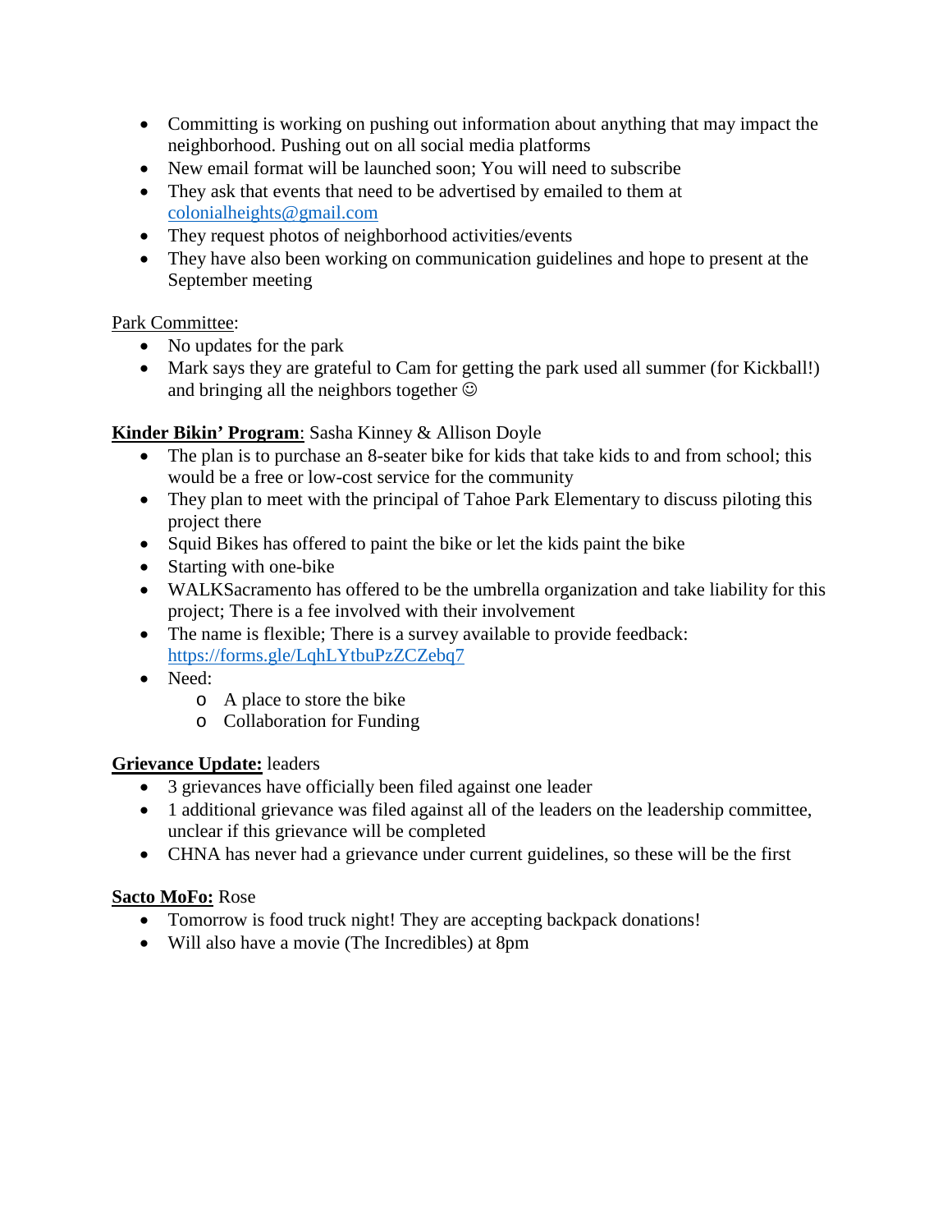- Committing is working on pushing out information about anything that may impact the neighborhood. Pushing out on all social media platforms
- New email format will be launched soon; You will need to subscribe
- They ask that events that need to be advertised by emailed to them at colonialheights@gmail.com
- They request photos of neighborhood activities/events
- They have also been working on communication guidelines and hope to present at the September meeting

Park Committee:

- No updates for the park
- Mark says they are grateful to Cam for getting the park used all summer (for Kickball!) and bringing all the neighbors together ☺

**Kinder Bikin' Program**: Sasha Kinney & Allison Doyle

- The plan is to purchase an 8-seater bike for kids that take kids to and from school; this would be a free or low-cost service for the community
- They plan to meet with the principal of Tahoe Park Elementary to discuss piloting this project there
- Squid Bikes has offered to paint the bike or let the kids paint the bike
- Starting with one-bike
- WALKSacramento has offered to be the umbrella organization and take liability for this project; There is a fee involved with their involvement
- The name is flexible; There is a survey available to provide feedback: https://forms.gle/LqhLYtbuPzZCZebq7
- Need:
  - A place to store the bike
  - Collaboration for Funding

**Grievance Update:** leaders

- 3 grievances have officially been filed against one leader
- 1 additional grievance was filed against all of the leaders on the leadership committee, unclear if this grievance will be completed
- CHNA has never had a grievance under current guidelines, so these will be the first

**Sacto MoFo:** Rose

- Tomorrow is food truck night! They are accepting backpack donations!
- Will also have a movie (The Incredibles) at 8pm